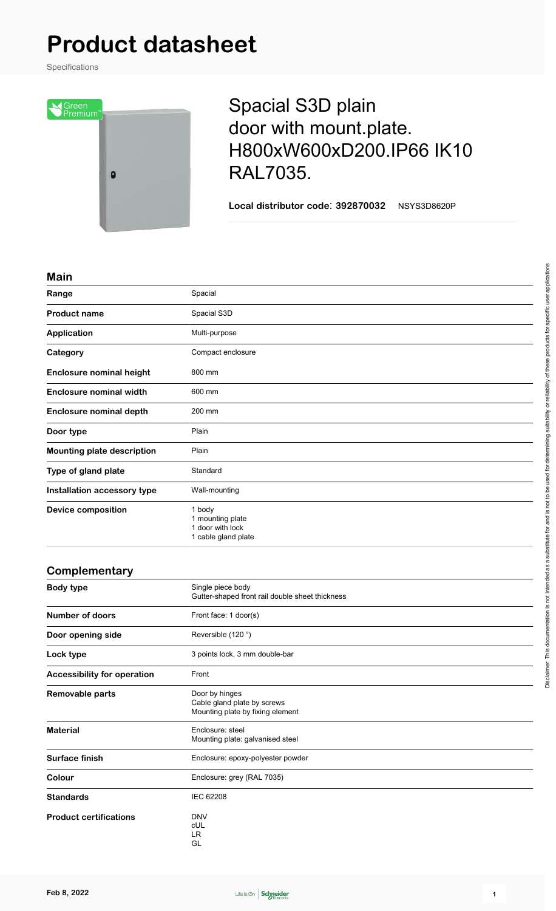# Product datasheet

Specifications

## Spacial S3D plain door with mount.plate. H800xW600xD200.IP66 IK10 RAL7035.

**Local distributor code: 392870032** NSYS3D8620P

## Main

| | |
|---|---|
| **Range** | Spacial |
| **Product name** | Spacial S3D |
| **Application** | Multi-purpose |
| **Category** | Compact enclosure |
| **Enclosure nominal height** | 800 mm |
| **Enclosure nominal width** | 600 mm |
| **Enclosure nominal depth** | 200 mm |
| **Door type** | Plain |
| **Mounting plate description** | Plain |
| **Type of gland plate** | Standard |
| **Installation accessory type** | Wall-mounting |
| **Device composition** | 1 body<br>1 mounting plate<br>1 door with lock<br>1 cable gland plate |

## Complementary

| | |
|---|---|
| **Body type** | Single piece body<br>Gutter-shaped front rail double sheet thickness |
| **Number of doors** | Front face: 1 door(s) |
| **Door opening side** | Reversible (120 °) |
| **Lock type** | 3 points lock, 3 mm double-bar |
| **Accessibility for operation** | Front |
| **Removable parts** | Door by hinges<br>Cable gland plate by screws<br>Mounting plate by fixing element |
| **Material** | Enclosure: steel<br>Mounting plate: galvanised steel |
| **Surface finish** | Enclosure: epoxy-polyester powder |
| **Colour** | Enclosure: grey (RAL 7035) |
| **Standards** | IEC 62208 |
| **Product certifications** | DNV<br>cUL<br>LR<br>GL |

Disclaimer: This documentation is not intended as a substitute for and is not to be used for determining suitability or reliability of these products for specific user applications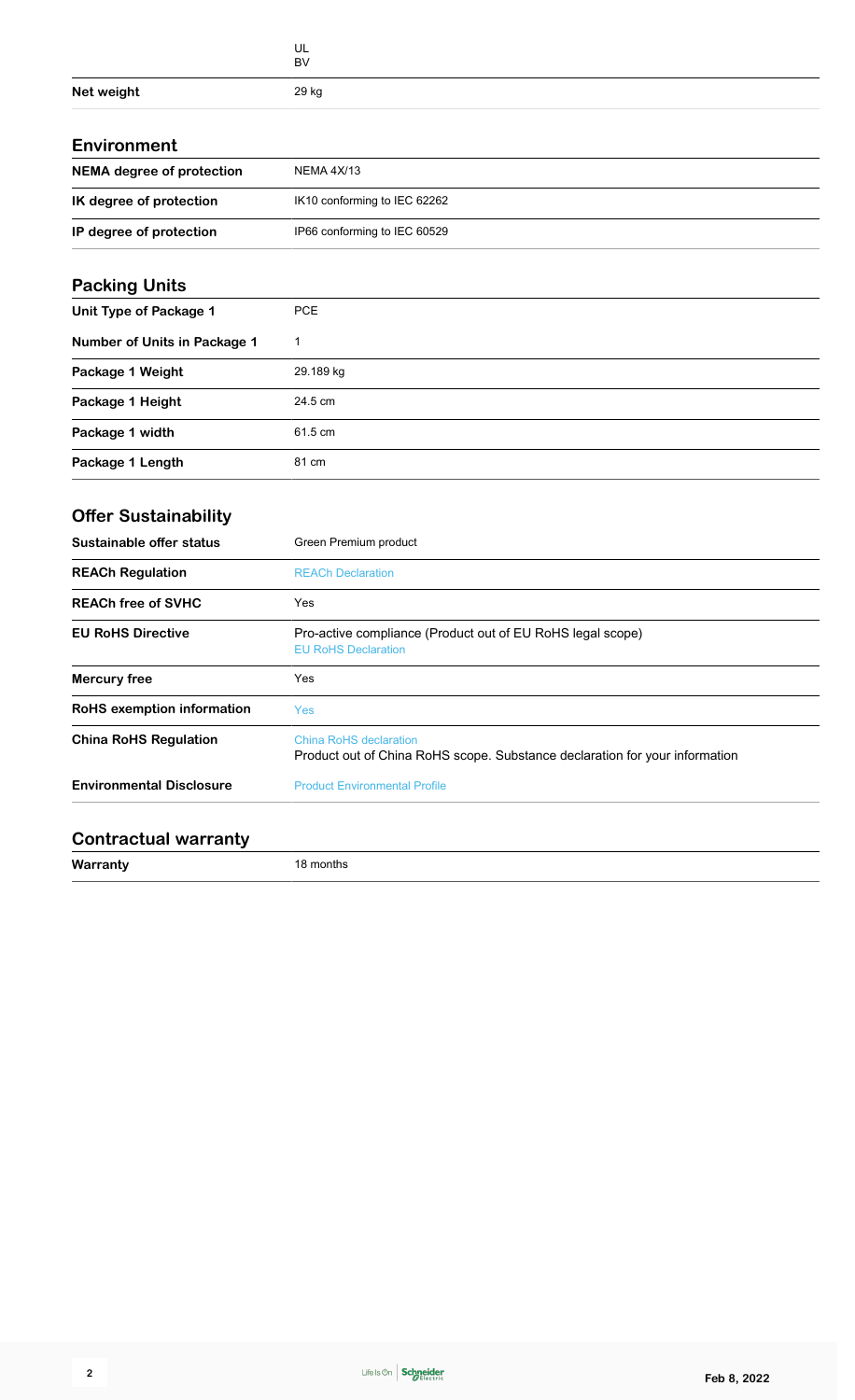| | |
|---|---|
| | UL<br>BV |
| **Net weight** | 29 kg |

## Environment

| | |
|---|---|
| **NEMA degree of protection** | NEMA 4X/13 |
| **IK degree of protection** | IK10 conforming to IEC 62262 |
| **IP degree of protection** | IP66 conforming to IEC 60529 |

## Packing Units

| | |
|---|---|
| **Unit Type of Package 1** | PCE |
| **Number of Units in Package 1** | 1 |
| **Package 1 Weight** | 29.189 kg |
| **Package 1 Height** | 24.5 cm |
| **Package 1 width** | 61.5 cm |
| **Package 1 Length** | 81 cm |

## Offer Sustainability

| | |
|---|---|
| **Sustainable offer status** | Green Premium product |
| **REACh Regulation** | REACh Declaration |
| **REACh free of SVHC** | Yes |
| **EU RoHS Directive** | Pro-active compliance (Product out of EU RoHS legal scope)<br>EU RoHS Declaration |
| **Mercury free** | Yes |
| **RoHS exemption information** | Yes |
| **China RoHS Regulation** | China RoHS declaration<br>Product out of China RoHS scope. Substance declaration for your information |
| **Environmental Disclosure** | Product Environmental Profile |

## Contractual warranty

| | |
|---|---|
| **Warranty** | 18 months |